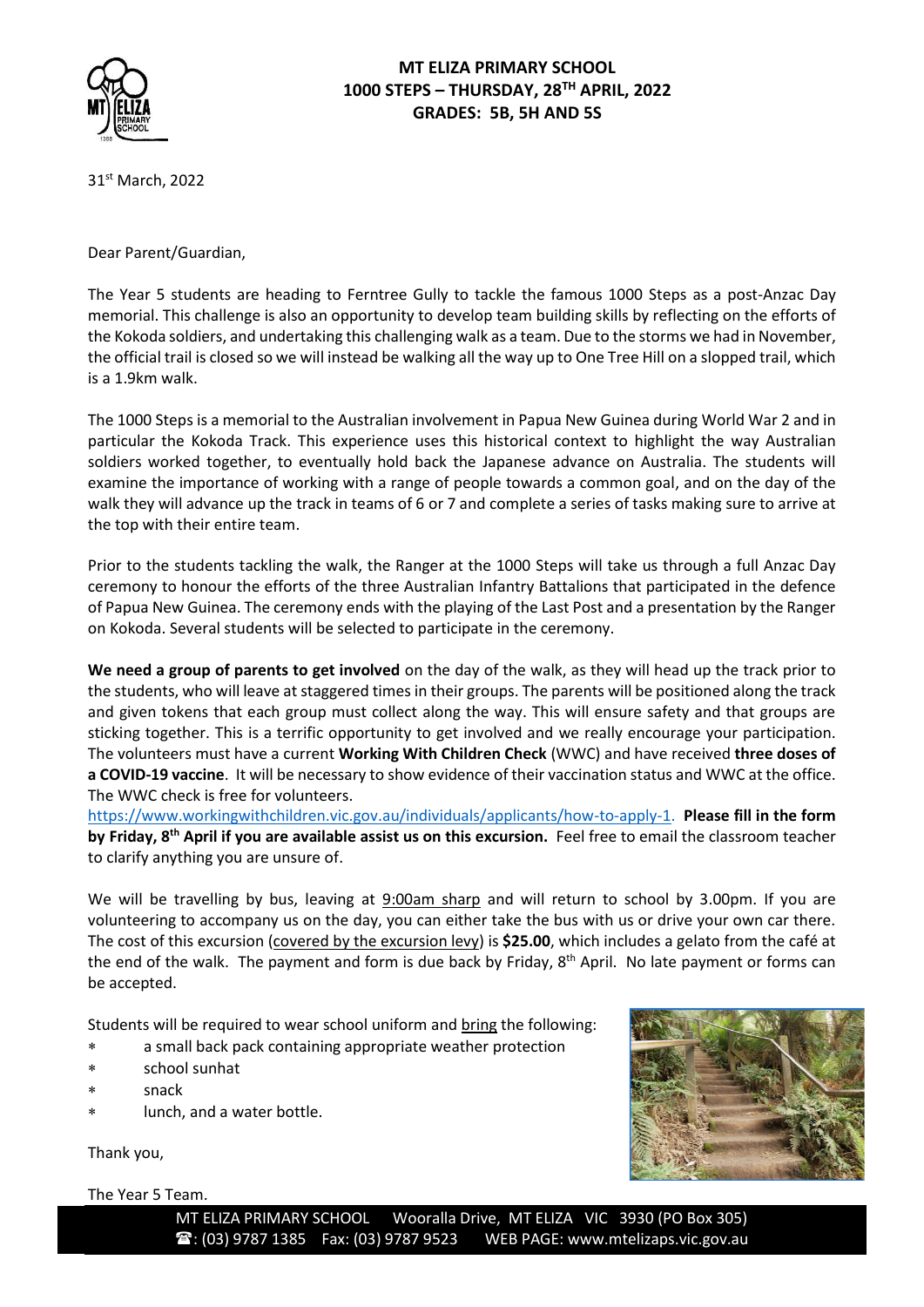# MT ELIZA PRIMARY SCHOOL
## 1000 STEPS – THURSDAY, 28TH APRIL, 2022
## GRADES: 5B, 5H AND 5S

31st March, 2022

Dear Parent/Guardian,

The Year 5 students are heading to Ferntree Gully to tackle the famous 1000 Steps as a post-Anzac Day memorial. This challenge is also an opportunity to develop team building skills by reflecting on the efforts of the Kokoda soldiers, and undertaking this challenging walk as a team. Due to the storms we had in November, the official trail is closed so we will instead be walking all the way up to One Tree Hill on a slopped trail, which is a 1.9km walk.

The 1000 Steps is a memorial to the Australian involvement in Papua New Guinea during World War 2 and in particular the Kokoda Track. This experience uses this historical context to highlight the way Australian soldiers worked together, to eventually hold back the Japanese advance on Australia. The students will examine the importance of working with a range of people towards a common goal, and on the day of the walk they will advance up the track in teams of 6 or 7 and complete a series of tasks making sure to arrive at the top with their entire team.

Prior to the students tackling the walk, the Ranger at the 1000 Steps will take us through a full Anzac Day ceremony to honour the efforts of the three Australian Infantry Battalions that participated in the defence of Papua New Guinea. The ceremony ends with the playing of the Last Post and a presentation by the Ranger on Kokoda. Several students will be selected to participate in the ceremony.

**We need a group of parents to get involved** on the day of the walk, as they will head up the track prior to the students, who will leave at staggered times in their groups. The parents will be positioned along the track and given tokens that each group must collect along the way. This will ensure safety and that groups are sticking together. This is a terrific opportunity to get involved and we really encourage your participation. The volunteers must have a current **Working With Children Check** (WWC) and have received **three doses of a COVID-19 vaccine**. It will be necessary to show evidence of their vaccination status and WWC at the office. The WWC check is free for volunteers.
https://www.workingwithchildren.vic.gov.au/individuals/applicants/how-to-apply-1. **Please fill in the form by Friday, 8th April if you are available assist us on this excursion.** Feel free to email the classroom teacher to clarify anything you are unsure of.

We will be travelling by bus, leaving at 9:00am sharp and will return to school by 3.00pm. If you are volunteering to accompany us on the day, you can either take the bus with us or drive your own car there. The cost of this excursion (covered by the excursion levy) is **$25.00**, which includes a gelato from the café at the end of the walk. The payment and form is due back by Friday, 8th April. No late payment or forms can be accepted.

Students will be required to wear school uniform and bring the following:

* a small back pack containing appropriate weather protection
* school sunhat
* snack
* lunch, and a water bottle.

Thank you,

The Year 5 Team.

MT ELIZA PRIMARY SCHOOL Wooralla Drive, MT ELIZA VIC 3930 (PO Box 305)
☎: (03) 9787 1385 Fax: (03) 9787 9523 WEB PAGE: www.mtelizaps.vic.gov.au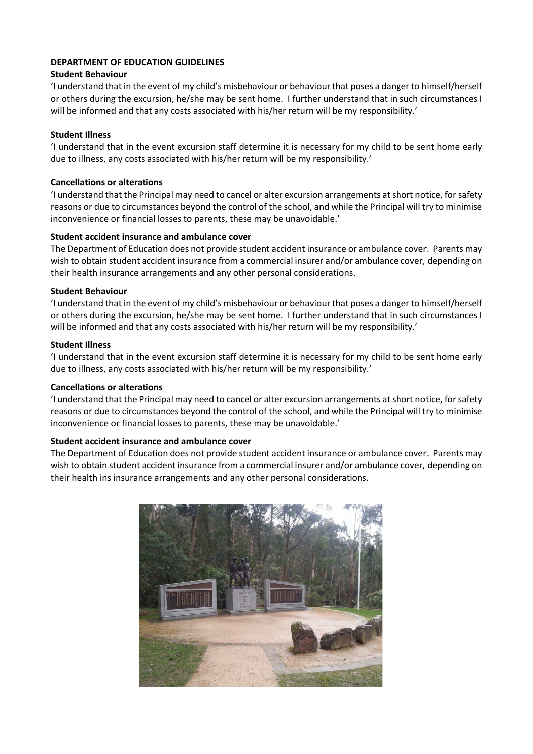**DEPARTMENT OF EDUCATION GUIDELINES**

**Student Behaviour**

'I understand that in the event of my child's misbehaviour or behaviour that poses a danger to himself/herself or others during the excursion, he/she may be sent home. I further understand that in such circumstances I will be informed and that any costs associated with his/her return will be my responsibility.'

**Student Illness**

'I understand that in the event excursion staff determine it is necessary for my child to be sent home early due to illness, any costs associated with his/her return will be my responsibility.'

**Cancellations or alterations**

'I understand that the Principal may need to cancel or alter excursion arrangements at short notice, for safety reasons or due to circumstances beyond the control of the school, and while the Principal will try to minimise inconvenience or financial losses to parents, these may be unavoidable.'

**Student accident insurance and ambulance cover**

The Department of Education does not provide student accident insurance or ambulance cover. Parents may wish to obtain student accident insurance from a commercial insurer and/or ambulance cover, depending on their health insurance arrangements and any other personal considerations.

**Student Behaviour**

'I understand that in the event of my child's misbehaviour or behaviour that poses a danger to himself/herself or others during the excursion, he/she may be sent home. I further understand that in such circumstances I will be informed and that any costs associated with his/her return will be my responsibility.'

**Student Illness**

'I understand that in the event excursion staff determine it is necessary for my child to be sent home early due to illness, any costs associated with his/her return will be my responsibility.'

**Cancellations or alterations**

'I understand that the Principal may need to cancel or alter excursion arrangements at short notice, for safety reasons or due to circumstances beyond the control of the school, and while the Principal will try to minimise inconvenience or financial losses to parents, these may be unavoidable.'

**Student accident insurance and ambulance cover**

The Department of Education does not provide student accident insurance or ambulance cover. Parents may wish to obtain student accident insurance from a commercial insurer and/or ambulance cover, depending on their health ins insurance arrangements and any other personal considerations.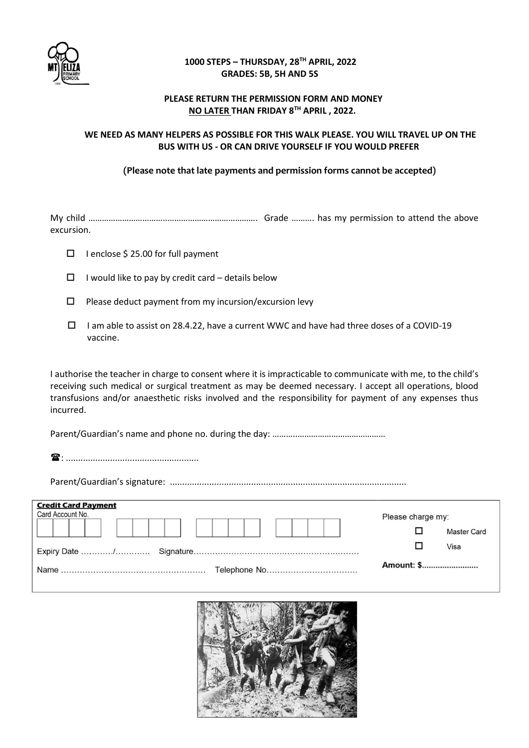**1000 STEPS – THURSDAY, 28TH APRIL, 2022**
**GRADES: 5B, 5H AND 5S**

**PLEASE RETURN THE PERMISSION FORM AND MONEY NO LATER THAN FRIDAY 8TH APRIL , 2022.**

**WE NEED AS MANY HELPERS AS POSSIBLE FOR THIS WALK PLEASE. YOU WILL TRAVEL UP ON THE BUS WITH US - OR CAN DRIVE YOURSELF IF YOU WOULD PREFER**

**(Please note that late payments and permission forms cannot be accepted)**

My child ………………………….…………………………………. Grade ………. has my permission to attend the above excursion.

- ☐ I enclose $ 25.00 for full payment
- ☐ I would like to pay by credit card – details below
- ☐ Please deduct payment from my incursion/excursion levy
- ☐ I am able to assist on 28.4.22, have a current WWC and have had three doses of a COVID-19 vaccine.

I authorise the teacher in charge to consent where it is impracticable to communicate with me, to the child's receiving such medical or surgical treatment as may be deemed necessary. I accept all operations, blood transfusions and/or anaesthetic risks involved and the responsibility for payment of any expenses thus incurred.

Parent/Guardian's name and phone no. during the day: …………………………………………

☎: ......................................................

Parent/Guardian's signature: ...............................................................................................

**Credit Card Payment**

Card Account No. ☐☐☐☐ ☐☐☐☐ ☐☐☐☐ ☐☐☐☐

Expiry Date …………/…………. Signature……………………………………………………

Name ……………………………………………… Telephone No……………………………

Please charge my:
- ☐ Master Card
- ☐ Visa

**Amount: $........................**